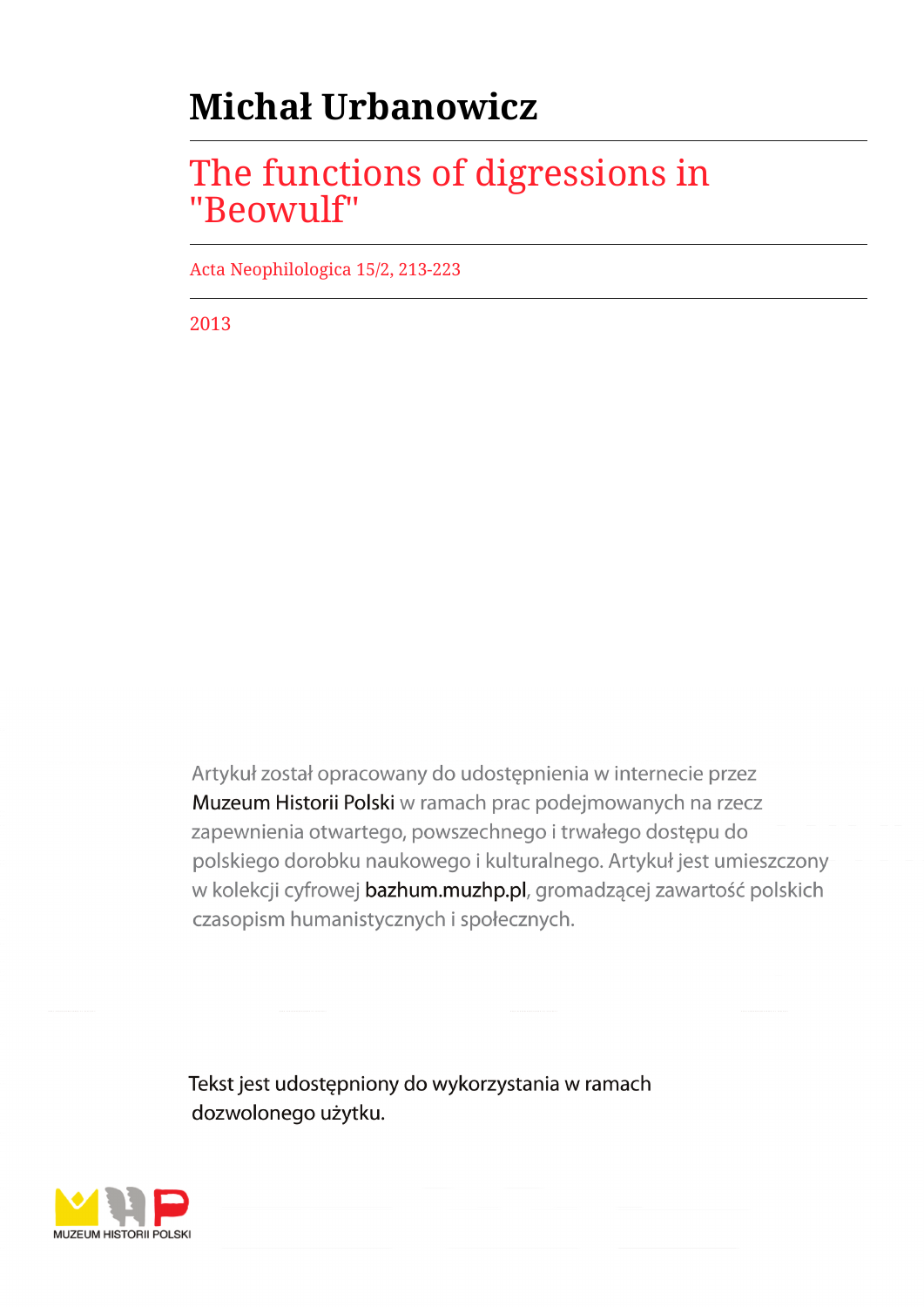# Michał Urbanowicz

## The functions of digressions in "Beowulf"

Acta Neophilologica 15/2, 213-223

2013

Artykuł został opracowany do udostępnienia w internecie przez Muzeum Historii Polski w ramach prac podejmowanych na rzecz zapewnienia otwartego, powszechnego i trwałego dostępu do polskiego dorobku naukowego i kulturalnego. Artykuł jest umieszczony w kolekcji cyfrowej bazhum.muzhp.pl, gromadzącej zawartość polskich czasopism humanistycznych i społecznych.

Tekst jest udostępniony do wykorzystania w ramach dozwolonego użytku.

MUZEUM HISTORII POLSKI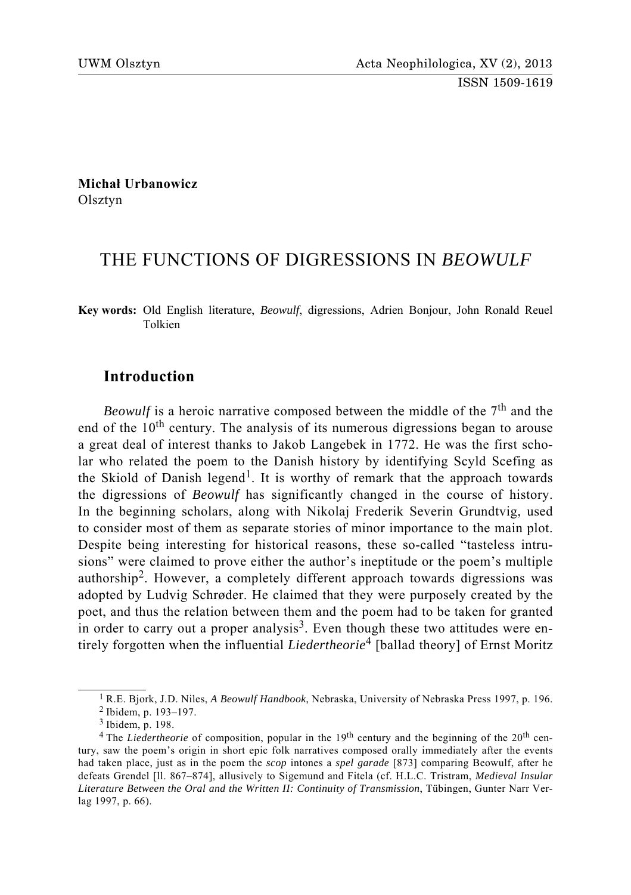**Michał Urbanowicz**
Olsztyn

# THE FUNCTIONS OF DIGRESSIONS IN *BEOWULF*

**Key words:** Old English literature, *Beowulf*, digressions, Adrien Bonjour, John Ronald Reuel Tolkien

## Introduction

*Beowulf* is a heroic narrative composed between the middle of the 7th and the end of the 10th century. The analysis of its numerous digressions began to arouse a great deal of interest thanks to Jakob Langebek in 1772. He was the first scholar who related the poem to the Danish history by identifying Scyld Scefing as the Skiold of Danish legend[1]. It is worthy of remark that the approach towards the digressions of *Beowulf* has significantly changed in the course of history. In the beginning scholars, along with Nikolaj Frederik Severin Grundtvig, used to consider most of them as separate stories of minor importance to the main plot. Despite being interesting for historical reasons, these so-called "tasteless intrusions" were claimed to prove either the author's ineptitude or the poem's multiple authorship[2]. However, a completely different approach towards digressions was adopted by Ludvig Schrøder. He claimed that they were purposely created by the poet, and thus the relation between them and the poem had to be taken for granted in order to carry out a proper analysis[3]. Even though these two attitudes were entirely forgotten when the influential *Liedertheorie*[4] [ballad theory] of Ernst Moritz

---

[1] R.E. Bjork, J.D. Niles, *A Beowulf Handbook*, Nebraska, University of Nebraska Press 1997, p. 196.

[2] Ibidem, p. 193–197.

[3] Ibidem, p. 198.

[4] The *Liedertheorie* of composition, popular in the 19th century and the beginning of the 20th century, saw the poem's origin in short epic folk narratives composed orally immediately after the events had taken place, just as in the poem the *scop* intones a *spel garade* [873] comparing Beowulf, after he defeats Grendel [ll. 867–874], allusively to Sigemund and Fitela (cf. H.L.C. Tristram, *Medieval Insular Literature Between the Oral and the Written II: Continuity of Transmission*, Tübingen, Gunter Narr Verlag 1997, p. 66).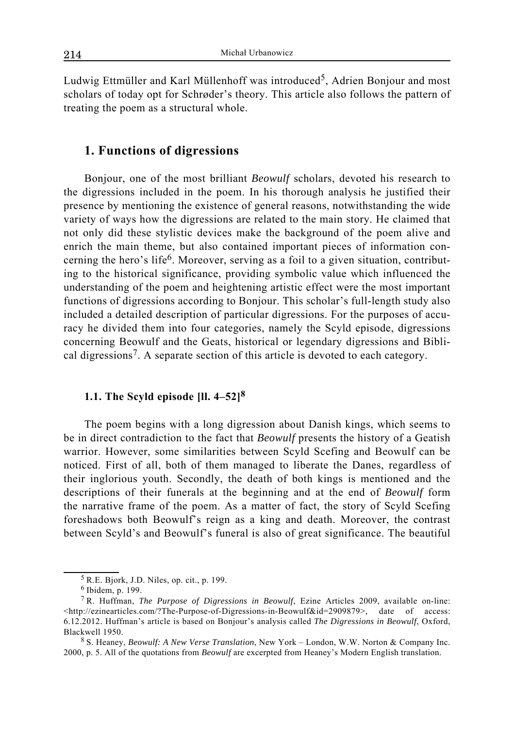Ludwig Ettmüller and Karl Müllenhoff was introduced[5], Adrien Bonjour and most scholars of today opt for Schrøder's theory. This article also follows the pattern of treating the poem as a structural whole.

## 1. Functions of digressions

Bonjour, one of the most brilliant *Beowulf* scholars, devoted his research to the digressions included in the poem. In his thorough analysis he justified their presence by mentioning the existence of general reasons, notwithstanding the wide variety of ways how the digressions are related to the main story. He claimed that not only did these stylistic devices make the background of the poem alive and enrich the main theme, but also contained important pieces of information concerning the hero's life[6]. Moreover, serving as a foil to a given situation, contributing to the historical significance, providing symbolic value which influenced the understanding of the poem and heightening artistic effect were the most important functions of digressions according to Bonjour. This scholar's full-length study also included a detailed description of particular digressions. For the purposes of accuracy he divided them into four categories, namely the Scyld episode, digressions concerning Beowulf and the Geats, historical or legendary digressions and Biblical digressions[7]. A separate section of this article is devoted to each category.

### 1.1. The Scyld episode [ll. 4–52][8]

The poem begins with a long digression about Danish kings, which seems to be in direct contradiction to the fact that *Beowulf* presents the history of a Geatish warrior. However, some similarities between Scyld Scefing and Beowulf can be noticed. First of all, both of them managed to liberate the Danes, regardless of their inglorious youth. Secondly, the death of both kings is mentioned and the descriptions of their funerals at the beginning and at the end of *Beowulf* form the narrative frame of the poem. As a matter of fact, the story of Scyld Scefing foreshadows both Beowulf's reign as a king and death. Moreover, the contrast between Scyld's and Beowulf's funeral is also of great significance. The beautiful

---

[5] R.E. Bjork, J.D. Niles, op. cit., p. 199.

[6] Ibidem, p. 199.

[7] R. Huffman, *The Purpose of Digressions in Beowulf*, Ezine Articles 2009, available on-line: <http://ezinearticles.com/?The-Purpose-of-Digressions-in-Beowulf&id=2909879>, date of access: 6.12.2012. Huffman's article is based on Bonjour's analysis called *The Digressions in Beowulf*, Oxford, Blackwell 1950.

[8] S. Heaney, *Beowulf: A New Verse Translation*, New York – London, W.W. Norton & Company Inc. 2000, p. 5. All of the quotations from *Beowulf* are excerpted from Heaney's Modern English translation.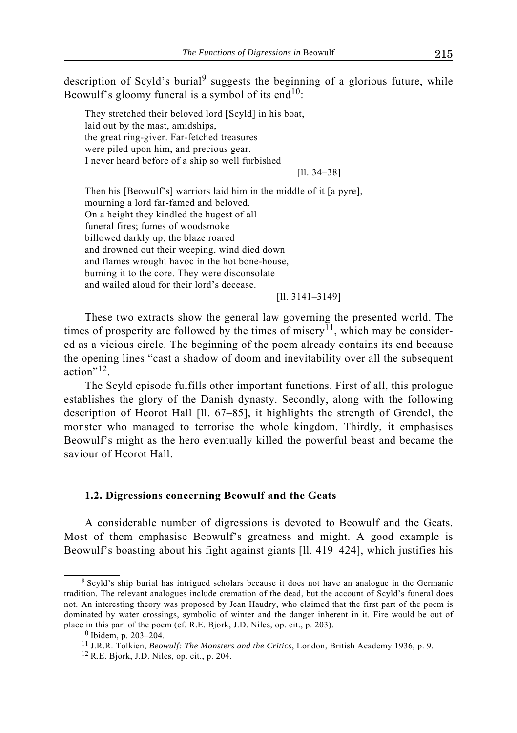description of Scyld's burial[9] suggests the beginning of a glorious future, while Beowulf's gloomy funeral is a symbol of its end[10]:

> They stretched their beloved lord [Scyld] in his boat,
> laid out by the mast, amidships,
> the great ring-giver. Far-fetched treasures
> were piled upon him, and precious gear.
> I never heard before of a ship so well furbished
>
> [ll. 34–38]

> Then his [Beowulf's] warriors laid him in the middle of it [a pyre],
> mourning a lord far-famed and beloved.
> On a height they kindled the hugest of all
> funeral fires; fumes of woodsmoke
> billowed darkly up, the blaze roared
> and drowned out their weeping, wind died down
> and flames wrought havoc in the hot bone-house,
> burning it to the core. They were disconsolate
> and wailed aloud for their lord's decease.
>
> [ll. 3141–3149]

These two extracts show the general law governing the presented world. The times of prosperity are followed by the times of misery[11], which may be considered as a vicious circle. The beginning of the poem already contains its end because the opening lines "cast a shadow of doom and inevitability over all the subsequent action"[12].

The Scyld episode fulfills other important functions. First of all, this prologue establishes the glory of the Danish dynasty. Secondly, along with the following description of Heorot Hall [ll. 67–85], it highlights the strength of Grendel, the monster who managed to terrorise the whole kingdom. Thirdly, it emphasises Beowulf's might as the hero eventually killed the powerful beast and became the saviour of Heorot Hall.

### 1.2. Digressions concerning Beowulf and the Geats

A considerable number of digressions is devoted to Beowulf and the Geats. Most of them emphasise Beowulf's greatness and might. A good example is Beowulf's boasting about his fight against giants [ll. 419–424], which justifies his

---

[9] Scyld's ship burial has intrigued scholars because it does not have an analogue in the Germanic tradition. The relevant analogues include cremation of the dead, but the account of Scyld's funeral does not. An interesting theory was proposed by Jean Haudry, who claimed that the first part of the poem is dominated by water crossings, symbolic of winter and the danger inherent in it. Fire would be out of place in this part of the poem (cf. R.E. Bjork, J.D. Niles, op. cit., p. 203).

[10] Ibidem, p. 203–204.

[11] J.R.R. Tolkien, *Beowulf: The Monsters and the Critics*, London, British Academy 1936, p. 9.

[12] R.E. Bjork, J.D. Niles, op. cit., p. 204.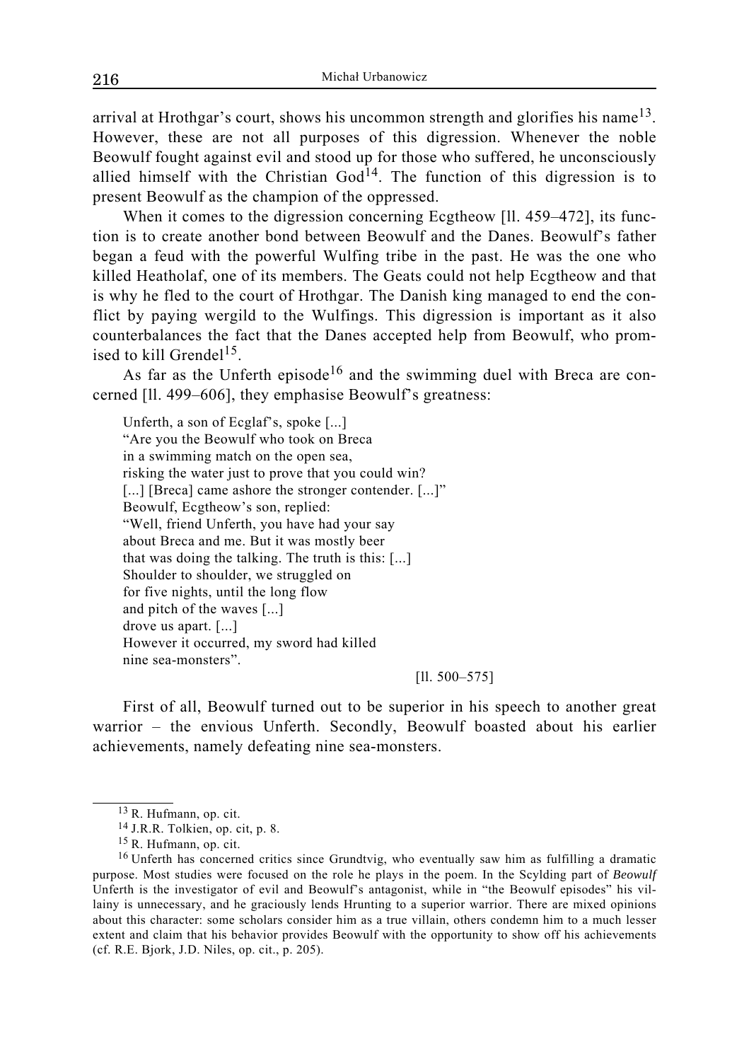arrival at Hrothgar's court, shows his uncommon strength and glorifies his name[13]. However, these are not all purposes of this digression. Whenever the noble Beowulf fought against evil and stood up for those who suffered, he unconsciously allied himself with the Christian God[14]. The function of this digression is to present Beowulf as the champion of the oppressed.

When it comes to the digression concerning Ecgtheow [ll. 459–472], its function is to create another bond between Beowulf and the Danes. Beowulf's father began a feud with the powerful Wulfing tribe in the past. He was the one who killed Heatholaf, one of its members. The Geats could not help Ecgtheow and that is why he fled to the court of Hrothgar. The Danish king managed to end the conflict by paying wergild to the Wulfings. This digression is important as it also counterbalances the fact that the Danes accepted help from Beowulf, who promised to kill Grendel[15].

As far as the Unferth episode[16] and the swimming duel with Breca are concerned [ll. 499–606], they emphasise Beowulf's greatness:

> Unferth, a son of Ecglaf's, spoke [...]
> "Are you the Beowulf who took on Breca
> in a swimming match on the open sea,
> risking the water just to prove that you could win?
> [...] [Breca] came ashore the stronger contender. [...]"
> Beowulf, Ecgtheow's son, replied:
> "Well, friend Unferth, you have had your say
> about Breca and me. But it was mostly beer
> that was doing the talking. The truth is this: [...]
> Shoulder to shoulder, we struggled on
> for five nights, until the long flow
> and pitch of the waves [...]
> drove us apart. [...]
> However it occurred, my sword had killed
> nine sea-monsters".
>
> [ll. 500–575]

First of all, Beowulf turned out to be superior in his speech to another great warrior – the envious Unferth. Secondly, Beowulf boasted about his earlier achievements, namely defeating nine sea-monsters.

---

[13] R. Hufmann, op. cit.

[14] J.R.R. Tolkien, op. cit, p. 8.

[15] R. Hufmann, op. cit.

[16] Unferth has concerned critics since Grundtvig, who eventually saw him as fulfilling a dramatic purpose. Most studies were focused on the role he plays in the poem. In the Scylding part of *Beowulf* Unferth is the investigator of evil and Beowulf's antagonist, while in "the Beowulf episodes" his villainy is unnecessary, and he graciously lends Hrunting to a superior warrior. There are mixed opinions about this character: some scholars consider him as a true villain, others condemn him to a much lesser extent and claim that his behavior provides Beowulf with the opportunity to show off his achievements (cf. R.E. Bjork, J.D. Niles, op. cit., p. 205).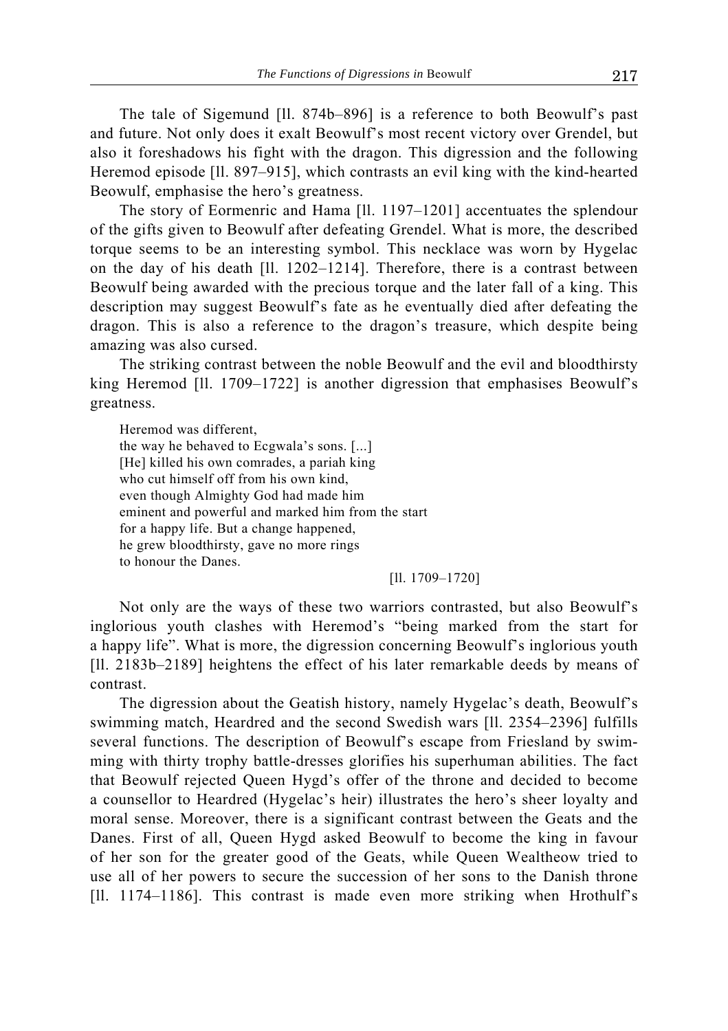The tale of Sigemund [ll. 874b–896] is a reference to both Beowulf's past and future. Not only does it exalt Beowulf's most recent victory over Grendel, but also it foreshadows his fight with the dragon. This digression and the following Heremod episode [ll. 897–915], which contrasts an evil king with the kind-hearted Beowulf, emphasise the hero's greatness.

The story of Eormenric and Hama [ll. 1197–1201] accentuates the splendour of the gifts given to Beowulf after defeating Grendel. What is more, the described torque seems to be an interesting symbol. This necklace was worn by Hygelac on the day of his death [ll. 1202–1214]. Therefore, there is a contrast between Beowulf being awarded with the precious torque and the later fall of a king. This description may suggest Beowulf's fate as he eventually died after defeating the dragon. This is also a reference to the dragon's treasure, which despite being amazing was also cursed.

The striking contrast between the noble Beowulf and the evil and bloodthirsty king Heremod [ll. 1709–1722] is another digression that emphasises Beowulf's greatness.

> Heremod was different,
> the way he behaved to Ecgwala's sons. [...]
> [He] killed his own comrades, a pariah king
> who cut himself off from his own kind,
> even though Almighty God had made him
> eminent and powerful and marked him from the start
> for a happy life. But a change happened,
> he grew bloodthirsty, gave no more rings
> to honour the Danes.
>
> [ll. 1709–1720]

Not only are the ways of these two warriors contrasted, but also Beowulf's inglorious youth clashes with Heremod's "being marked from the start for a happy life". What is more, the digression concerning Beowulf's inglorious youth [ll. 2183b–2189] heightens the effect of his later remarkable deeds by means of contrast.

The digression about the Geatish history, namely Hygelac's death, Beowulf's swimming match, Heardred and the second Swedish wars [ll. 2354–2396] fulfills several functions. The description of Beowulf's escape from Friesland by swimming with thirty trophy battle-dresses glorifies his superhuman abilities. The fact that Beowulf rejected Queen Hygd's offer of the throne and decided to become a counsellor to Heardred (Hygelac's heir) illustrates the hero's sheer loyalty and moral sense. Moreover, there is a significant contrast between the Geats and the Danes. First of all, Queen Hygd asked Beowulf to become the king in favour of her son for the greater good of the Geats, while Queen Wealtheow tried to use all of her powers to secure the succession of her sons to the Danish throne [ll. 1174–1186]. This contrast is made even more striking when Hrothulf's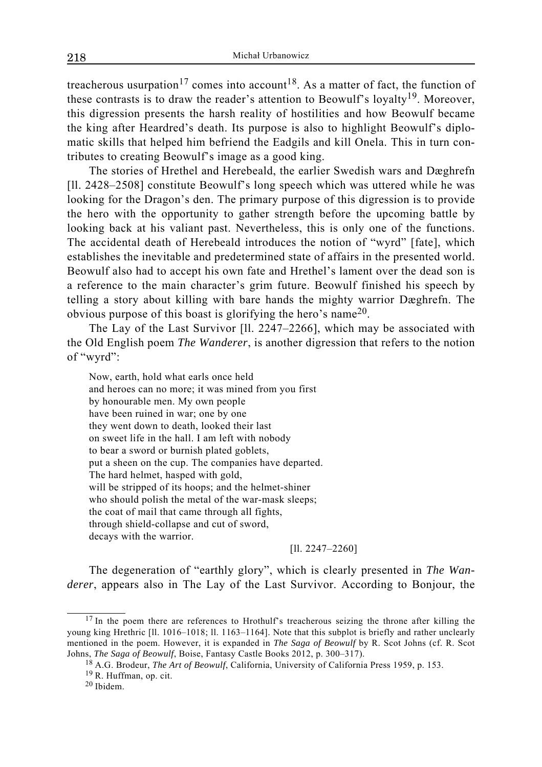treacherous usurpation[17] comes into account[18]. As a matter of fact, the function of these contrasts is to draw the reader's attention to Beowulf's loyalty[19]. Moreover, this digression presents the harsh reality of hostilities and how Beowulf became the king after Heardred's death. Its purpose is also to highlight Beowulf's diplomatic skills that helped him befriend the Eadgils and kill Onela. This in turn contributes to creating Beowulf's image as a good king.

The stories of Hrethel and Herebeald, the earlier Swedish wars and Dæghrefn [ll. 2428–2508] constitute Beowulf's long speech which was uttered while he was looking for the Dragon's den. The primary purpose of this digression is to provide the hero with the opportunity to gather strength before the upcoming battle by looking back at his valiant past. Nevertheless, this is only one of the functions. The accidental death of Herebeald introduces the notion of "wyrd" [fate], which establishes the inevitable and predetermined state of affairs in the presented world. Beowulf also had to accept his own fate and Hrethel's lament over the dead son is a reference to the main character's grim future. Beowulf finished his speech by telling a story about killing with bare hands the mighty warrior Dæghrefn. The obvious purpose of this boast is glorifying the hero's name[20].

The Lay of the Last Survivor [ll. 2247–2266], which may be associated with the Old English poem *The Wanderer*, is another digression that refers to the notion of "wyrd":

> Now, earth, hold what earls once held
> and heroes can no more; it was mined from you first
> by honourable men. My own people
> have been ruined in war; one by one
> they went down to death, looked their last
> on sweet life in the hall. I am left with nobody
> to bear a sword or burnish plated goblets,
> put a sheen on the cup. The companies have departed.
> The hard helmet, hasped with gold,
> will be stripped of its hoops; and the helmet-shiner
> who should polish the metal of the war-mask sleeps;
> the coat of mail that came through all fights,
> through shield-collapse and cut of sword,
> decays with the warrior.
>
> [ll. 2247–2260]

The degeneration of "earthly glory", which is clearly presented in *The Wanderer*, appears also in The Lay of the Last Survivor. According to Bonjour, the

---

[17] In the poem there are references to Hrothulf's treacherous seizing the throne after killing the young king Hrethric [ll. 1016–1018; ll. 1163–1164]. Note that this subplot is briefly and rather unclearly mentioned in the poem. However, it is expanded in *The Saga of Beowulf* by R. Scot Johns (cf. R. Scot Johns, *The Saga of Beowulf*, Boise, Fantasy Castle Books 2012, p. 300–317).

[18] A.G. Brodeur, *The Art of Beowulf*, California, University of California Press 1959, p. 153.

[19] R. Huffman, op. cit.

[20] Ibidem.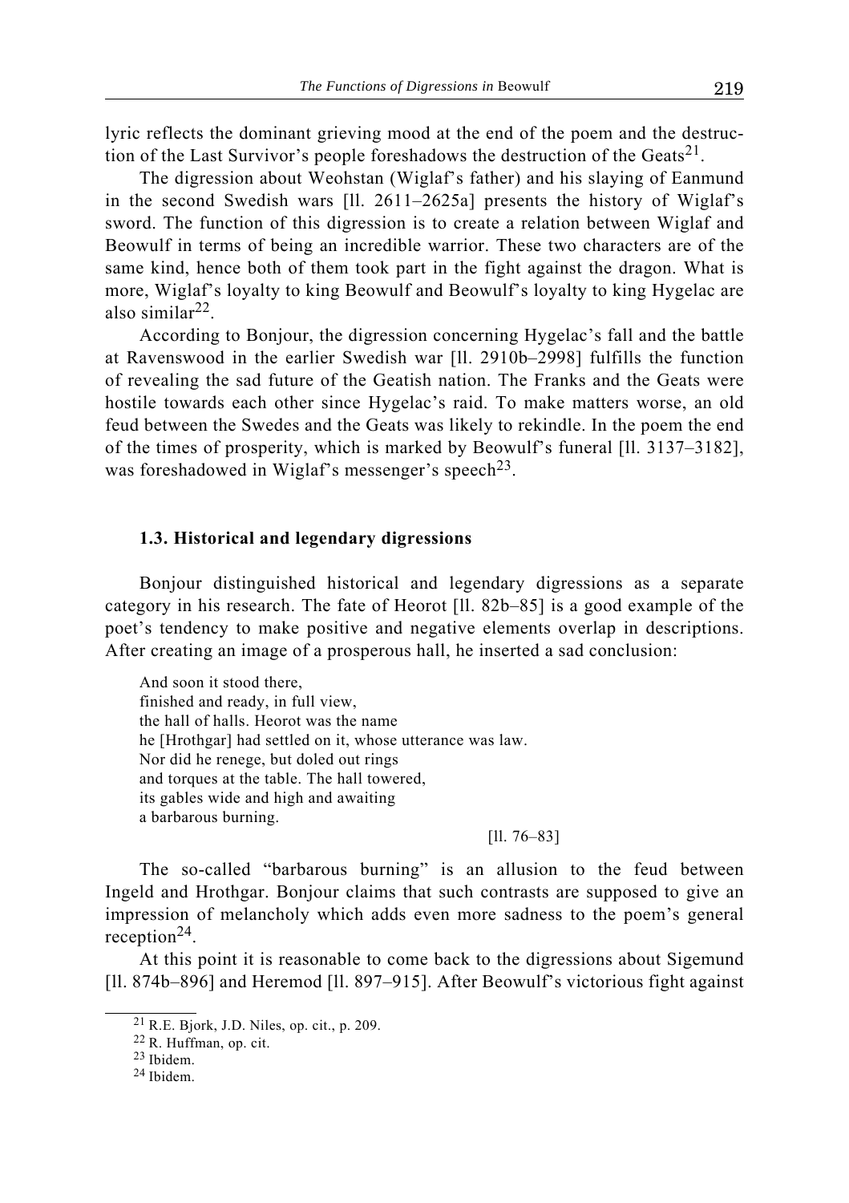lyric reflects the dominant grieving mood at the end of the poem and the destruction of the Last Survivor's people foreshadows the destruction of the Geats[21].

The digression about Weohstan (Wiglaf's father) and his slaying of Eanmund in the second Swedish wars [ll. 2611–2625a] presents the history of Wiglaf's sword. The function of this digression is to create a relation between Wiglaf and Beowulf in terms of being an incredible warrior. These two characters are of the same kind, hence both of them took part in the fight against the dragon. What is more, Wiglaf's loyalty to king Beowulf and Beowulf's loyalty to king Hygelac are also similar[22].

According to Bonjour, the digression concerning Hygelac's fall and the battle at Ravenswood in the earlier Swedish war [ll. 2910b–2998] fulfills the function of revealing the sad future of the Geatish nation. The Franks and the Geats were hostile towards each other since Hygelac's raid. To make matters worse, an old feud between the Swedes and the Geats was likely to rekindle. In the poem the end of the times of prosperity, which is marked by Beowulf's funeral [ll. 3137–3182], was foreshadowed in Wiglaf's messenger's speech[23].

### 1.3. Historical and legendary digressions

Bonjour distinguished historical and legendary digressions as a separate category in his research. The fate of Heorot [ll. 82b–85] is a good example of the poet's tendency to make positive and negative elements overlap in descriptions. After creating an image of a prosperous hall, he inserted a sad conclusion:

> And soon it stood there,
> finished and ready, in full view,
> the hall of halls. Heorot was the name
> he [Hrothgar] had settled on it, whose utterance was law.
> Nor did he renege, but doled out rings
> and torques at the table. The hall towered,
> its gables wide and high and awaiting
> a barbarous burning.
>
> [ll. 76–83]

The so-called "barbarous burning" is an allusion to the feud between Ingeld and Hrothgar. Bonjour claims that such contrasts are supposed to give an impression of melancholy which adds even more sadness to the poem's general reception[24].

At this point it is reasonable to come back to the digressions about Sigemund [ll. 874b–896] and Heremod [ll. 897–915]. After Beowulf's victorious fight against

---

[21] R.E. Bjork, J.D. Niles, op. cit., p. 209.

[22] R. Huffman, op. cit.

[23] Ibidem.

[24] Ibidem.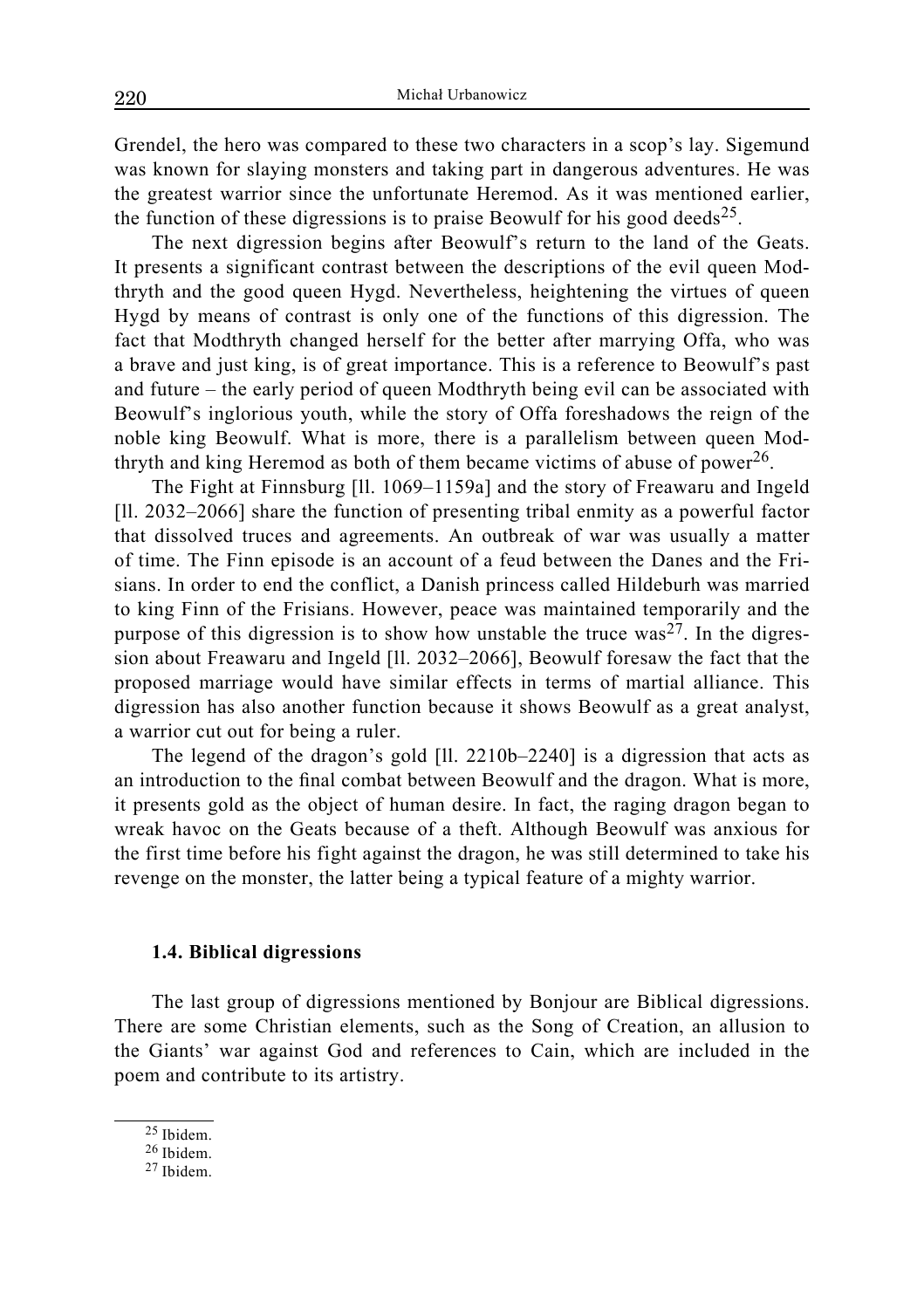Grendel, the hero was compared to these two characters in a scop's lay. Sigemund was known for slaying monsters and taking part in dangerous adventures. He was the greatest warrior since the unfortunate Heremod. As it was mentioned earlier, the function of these digressions is to praise Beowulf for his good deeds[25].

The next digression begins after Beowulf's return to the land of the Geats. It presents a significant contrast between the descriptions of the evil queen Modthryth and the good queen Hygd. Nevertheless, heightening the virtues of queen Hygd by means of contrast is only one of the functions of this digression. The fact that Modthryth changed herself for the better after marrying Offa, who was a brave and just king, is of great importance. This is a reference to Beowulf's past and future – the early period of queen Modthryth being evil can be associated with Beowulf's inglorious youth, while the story of Offa foreshadows the reign of the noble king Beowulf. What is more, there is a parallelism between queen Modthryth and king Heremod as both of them became victims of abuse of power[26].

The Fight at Finnsburg [ll. 1069–1159a] and the story of Freawaru and Ingeld [ll. 2032–2066] share the function of presenting tribal enmity as a powerful factor that dissolved truces and agreements. An outbreak of war was usually a matter of time. The Finn episode is an account of a feud between the Danes and the Frisians. In order to end the conflict, a Danish princess called Hildeburh was married to king Finn of the Frisians. However, peace was maintained temporarily and the purpose of this digression is to show how unstable the truce was[27]. In the digression about Freawaru and Ingeld [ll. 2032–2066], Beowulf foresaw the fact that the proposed marriage would have similar effects in terms of martial alliance. This digression has also another function because it shows Beowulf as a great analyst, a warrior cut out for being a ruler.

The legend of the dragon's gold [ll. 2210b–2240] is a digression that acts as an introduction to the final combat between Beowulf and the dragon. What is more, it presents gold as the object of human desire. In fact, the raging dragon began to wreak havoc on the Geats because of a theft. Although Beowulf was anxious for the first time before his fight against the dragon, he was still determined to take his revenge on the monster, the latter being a typical feature of a mighty warrior.

### 1.4. Biblical digressions

The last group of digressions mentioned by Bonjour are Biblical digressions. There are some Christian elements, such as the Song of Creation, an allusion to the Giants' war against God and references to Cain, which are included in the poem and contribute to its artistry.

---

[25] Ibidem.

[26] Ibidem.

[27] Ibidem.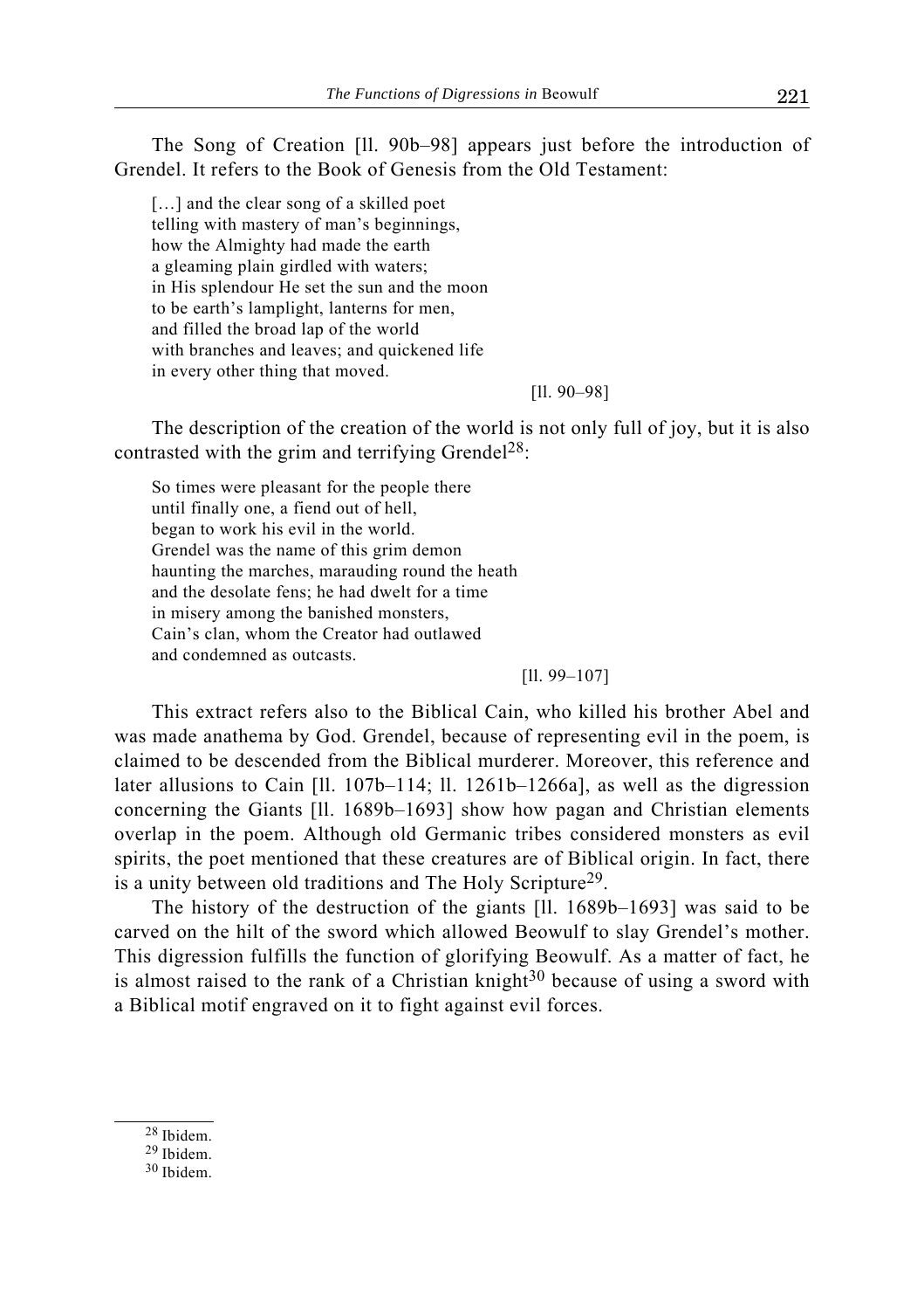The Song of Creation [ll. 90b–98] appears just before the introduction of Grendel. It refers to the Book of Genesis from the Old Testament:

> […] and the clear song of a skilled poet
> telling with mastery of man's beginnings,
> how the Almighty had made the earth
> a gleaming plain girdled with waters;
> in His splendour He set the sun and the moon
> to be earth's lamplight, lanterns for men,
> and filled the broad lap of the world
> with branches and leaves; and quickened life
> in every other thing that moved.
>
> [ll. 90–98]

The description of the creation of the world is not only full of joy, but it is also contrasted with the grim and terrifying Grendel[28]:

> So times were pleasant for the people there
> until finally one, a fiend out of hell,
> began to work his evil in the world.
> Grendel was the name of this grim demon
> haunting the marches, marauding round the heath
> and the desolate fens; he had dwelt for a time
> in misery among the banished monsters,
> Cain's clan, whom the Creator had outlawed
> and condemned as outcasts.
>
> [ll. 99–107]

This extract refers also to the Biblical Cain, who killed his brother Abel and was made anathema by God. Grendel, because of representing evil in the poem, is claimed to be descended from the Biblical murderer. Moreover, this reference and later allusions to Cain [ll. 107b–114; ll. 1261b–1266a], as well as the digression concerning the Giants [ll. 1689b–1693] show how pagan and Christian elements overlap in the poem. Although old Germanic tribes considered monsters as evil spirits, the poet mentioned that these creatures are of Biblical origin. In fact, there is a unity between old traditions and The Holy Scripture[29].

The history of the destruction of the giants [ll. 1689b–1693] was said to be carved on the hilt of the sword which allowed Beowulf to slay Grendel's mother. This digression fulfills the function of glorifying Beowulf. As a matter of fact, he is almost raised to the rank of a Christian knight[30] because of using a sword with a Biblical motif engraved on it to fight against evil forces.

---

[28] Ibidem.

[29] Ibidem.

[30] Ibidem.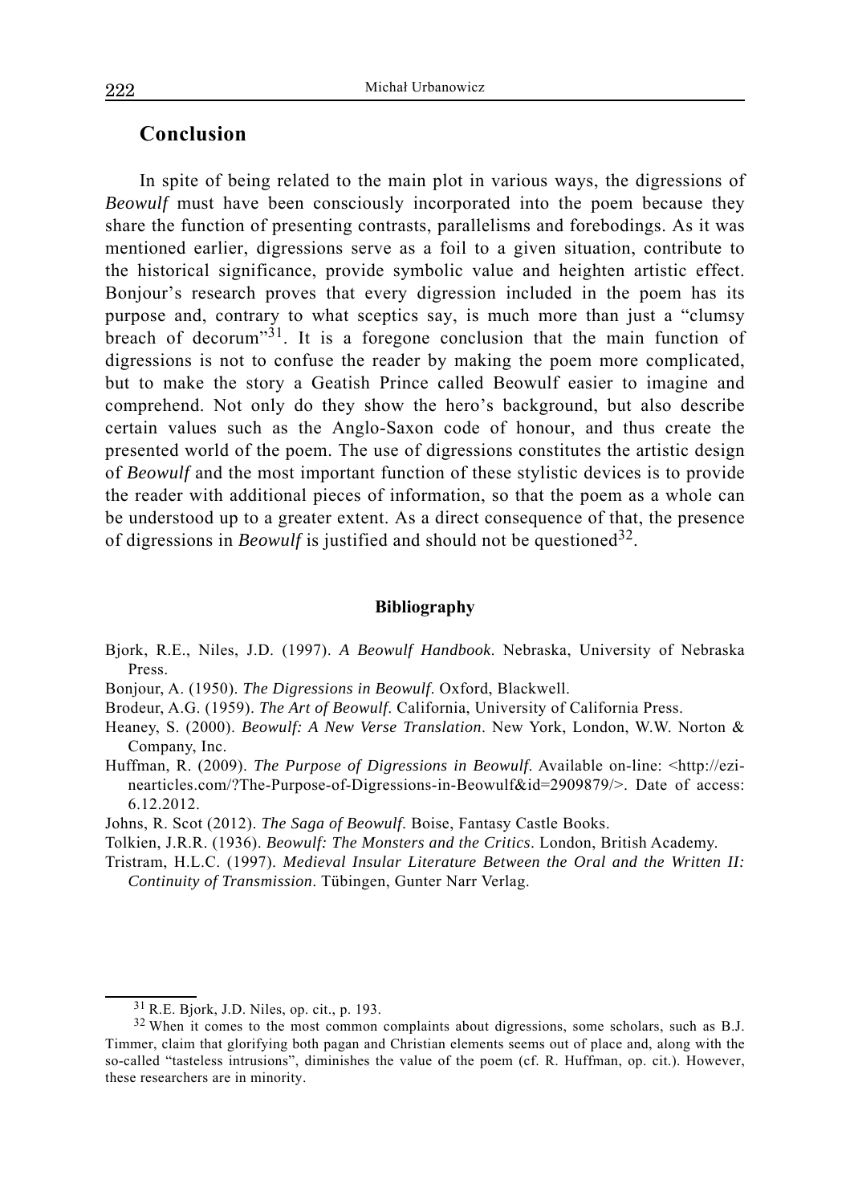## Conclusion

In spite of being related to the main plot in various ways, the digressions of *Beowulf* must have been consciously incorporated into the poem because they share the function of presenting contrasts, parallelisms and forebodings. As it was mentioned earlier, digressions serve as a foil to a given situation, contribute to the historical significance, provide symbolic value and heighten artistic effect. Bonjour's research proves that every digression included in the poem has its purpose and, contrary to what sceptics say, is much more than just a "clumsy breach of decorum"[31]. It is a foregone conclusion that the main function of digressions is not to confuse the reader by making the poem more complicated, but to make the story a Geatish Prince called Beowulf easier to imagine and comprehend. Not only do they show the hero's background, but also describe certain values such as the Anglo-Saxon code of honour, and thus create the presented world of the poem. The use of digressions constitutes the artistic design of *Beowulf* and the most important function of these stylistic devices is to provide the reader with additional pieces of information, so that the poem as a whole can be understood up to a greater extent. As a direct consequence of that, the presence of digressions in *Beowulf* is justified and should not be questioned[32].

### Bibliography

Bjork, R.E., Niles, J.D. (1997). *A Beowulf Handbook*. Nebraska, University of Nebraska Press.

Bonjour, A. (1950). *The Digressions in Beowulf*. Oxford, Blackwell.

Brodeur, A.G. (1959). *The Art of Beowulf*. California, University of California Press.

Heaney, S. (2000). *Beowulf: A New Verse Translation*. New York, London, W.W. Norton & Company, Inc.

Huffman, R. (2009). *The Purpose of Digressions in Beowulf*. Available on-line: <http://ezinearticles.com/?The-Purpose-of-Digressions-in-Beowulf&id=2909879/>. Date of access: 6.12.2012.

Johns, R. Scot (2012). *The Saga of Beowulf*. Boise, Fantasy Castle Books.

Tolkien, J.R.R. (1936). *Beowulf: The Monsters and the Critics*. London, British Academy.

Tristram, H.L.C. (1997). *Medieval Insular Literature Between the Oral and the Written II: Continuity of Transmission*. Tübingen, Gunter Narr Verlag.

---

[31] R.E. Bjork, J.D. Niles, op. cit., p. 193.

[32] When it comes to the most common complaints about digressions, some scholars, such as B.J. Timmer, claim that glorifying both pagan and Christian elements seems out of place and, along with the so-called "tasteless intrusions", diminishes the value of the poem (cf. R. Huffman, op. cit.). However, these researchers are in minority.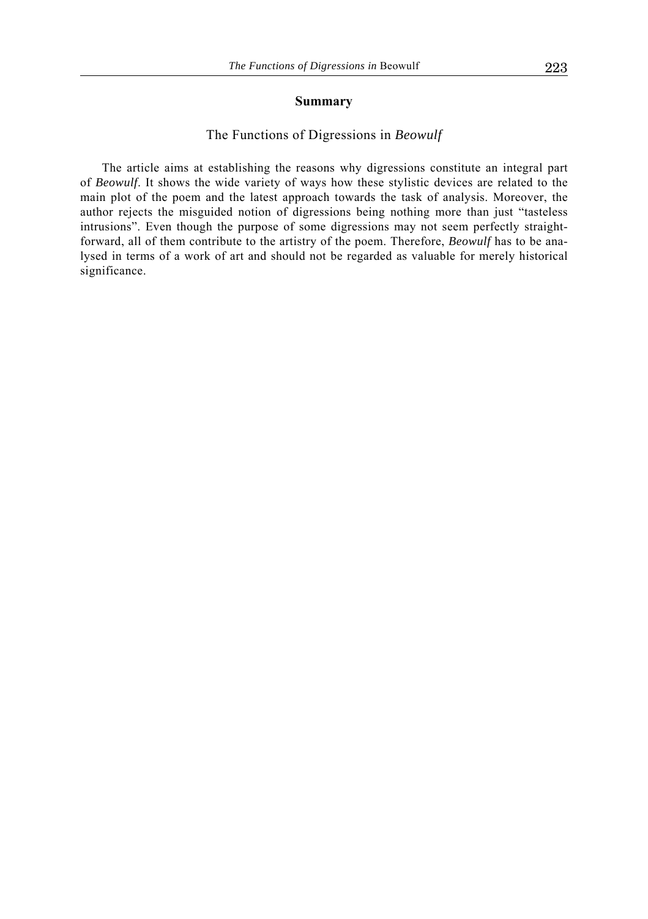## Summary

### The Functions of Digressions in *Beowulf*

The article aims at establishing the reasons why digressions constitute an integral part of *Beowulf*. It shows the wide variety of ways how these stylistic devices are related to the main plot of the poem and the latest approach towards the task of analysis. Moreover, the author rejects the misguided notion of digressions being nothing more than just "tasteless intrusions". Even though the purpose of some digressions may not seem perfectly straightforward, all of them contribute to the artistry of the poem. Therefore, *Beowulf* has to be analysed in terms of a work of art and should not be regarded as valuable for merely historical significance.